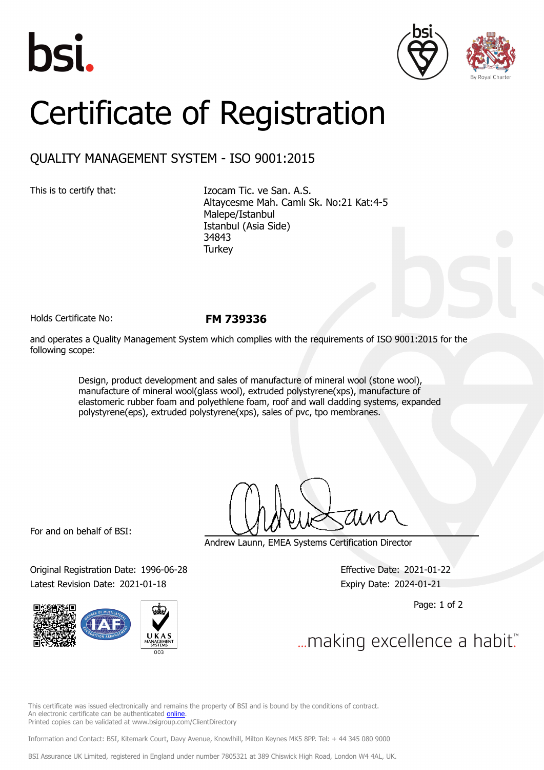bsi.

By Royal Charter

# Certificate of Registration

## QUALITY MANAGEMENT SYSTEM - ISO 9001:2015

This is to certify that:

Izocam Tic. ve San. A.S.
Altaycesme Mah. Camlı Sk. No:21 Kat:4-5
Malepe/Istanbul
Istanbul (Asia Side)
34843
Turkey

Holds Certificate No: **FM 739336**

and operates a Quality Management System which complies with the requirements of ISO 9001:2015 for the following scope:

> Design, product development and sales of manufacture of mineral wool (stone wool), manufacture of mineral wool(glass wool), extruded polystyrene(xps), manufacture of elastomeric rubber foam and polyethlene foam, roof and wall cladding systems, expanded polystyrene(eps), extruded polystyrene(xps), sales of pvc, tpo membranes.

For and on behalf of BSI:

Andrew Launn, EMEA Systems Certification Director

Original Registration Date: 1996-06-28

Latest Revision Date: 2021-01-18

Effective Date: 2021-01-22

Expiry Date: 2024-01-21

UKAS MANAGEMENT SYSTEMS 003

...making excellence a habit.™

This certificate was issued electronically and remains the property of BSI and is bound by the conditions of contract.
An electronic certificate can be authenticated online.
Printed copies can be validated at www.bsigroup.com/ClientDirectory

Information and Contact: BSI, Kitemark Court, Davy Avenue, Knowlhill, Milton Keynes MK5 8PP. Tel: + 44 345 080 9000

BSI Assurance UK Limited, registered in England under number 7805321 at 389 Chiswick High Road, London W4 4AL, UK.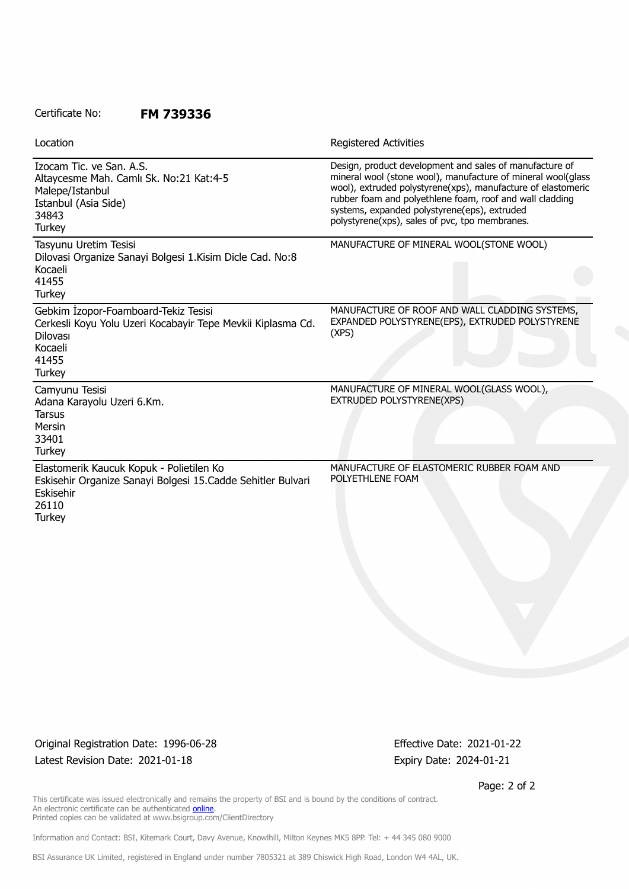Certificate No: **FM 739336**

| Location | Registered Activities |
| --- | --- |
| Izocam Tic. ve San. A.S.<br>Altaycesme Mah. Camlı Sk. No:21 Kat:4-5<br>Malepe/Istanbul<br>Istanbul (Asia Side)<br>34843<br>Turkey | Design, product development and sales of manufacture of mineral wool (stone wool), manufacture of mineral wool(glass wool), extruded polystyrene(xps), manufacture of elastomeric rubber foam and polyethlene foam, roof and wall cladding systems, expanded polystyrene(eps), extruded polystyrene(xps), sales of pvc, tpo membranes. |
| Tasyunu Uretim Tesisi<br>Dilovasi Organize Sanayi Bolgesi 1.Kisim Dicle Cad. No:8<br>Kocaeli<br>41455<br>Turkey | MANUFACTURE OF MINERAL WOOL(STONE WOOL) |
| Gebkim İzopor-Foamboard-Tekiz Tesisi<br>Cerkesli Koyu Yolu Uzeri Kocabayir Tepe Mevkii Kiplasma Cd.<br>Dilovası<br>Kocaeli<br>41455<br>Turkey | MANUFACTURE OF ROOF AND WALL CLADDING SYSTEMS, EXPANDED POLYSTYRENE(EPS), EXTRUDED POLYSTYRENE (XPS) |
| Camyunu Tesisi<br>Adana Karayolu Uzeri 6.Km.<br>Tarsus<br>Mersin<br>33401<br>Turkey | MANUFACTURE OF MINERAL WOOL(GLASS WOOL), EXTRUDED POLYSTYRENE(XPS) |
| Elastomerik Kaucuk Kopuk - Polietilen Ko<br>Eskisehir Organize Sanayi Bolgesi 15.Cadde Sehitler Bulvari<br>Eskisehir<br>26110<br>Turkey | MANUFACTURE OF ELASTOMERIC RUBBER FOAM AND POLYETHLENE FOAM |

Original Registration Date: 1996-06-28
Latest Revision Date: 2021-01-18

Effective Date: 2021-01-22
Expiry Date: 2024-01-21

This certificate was issued electronically and remains the property of BSI and is bound by the conditions of contract.
An electronic certificate can be authenticated online.
Printed copies can be validated at www.bsigroup.com/ClientDirectory

Information and Contact: BSI, Kitemark Court, Davy Avenue, Knowlhill, Milton Keynes MK5 8PP. Tel: + 44 345 080 9000

BSI Assurance UK Limited, registered in England under number 7805321 at 389 Chiswick High Road, London W4 4AL, UK.